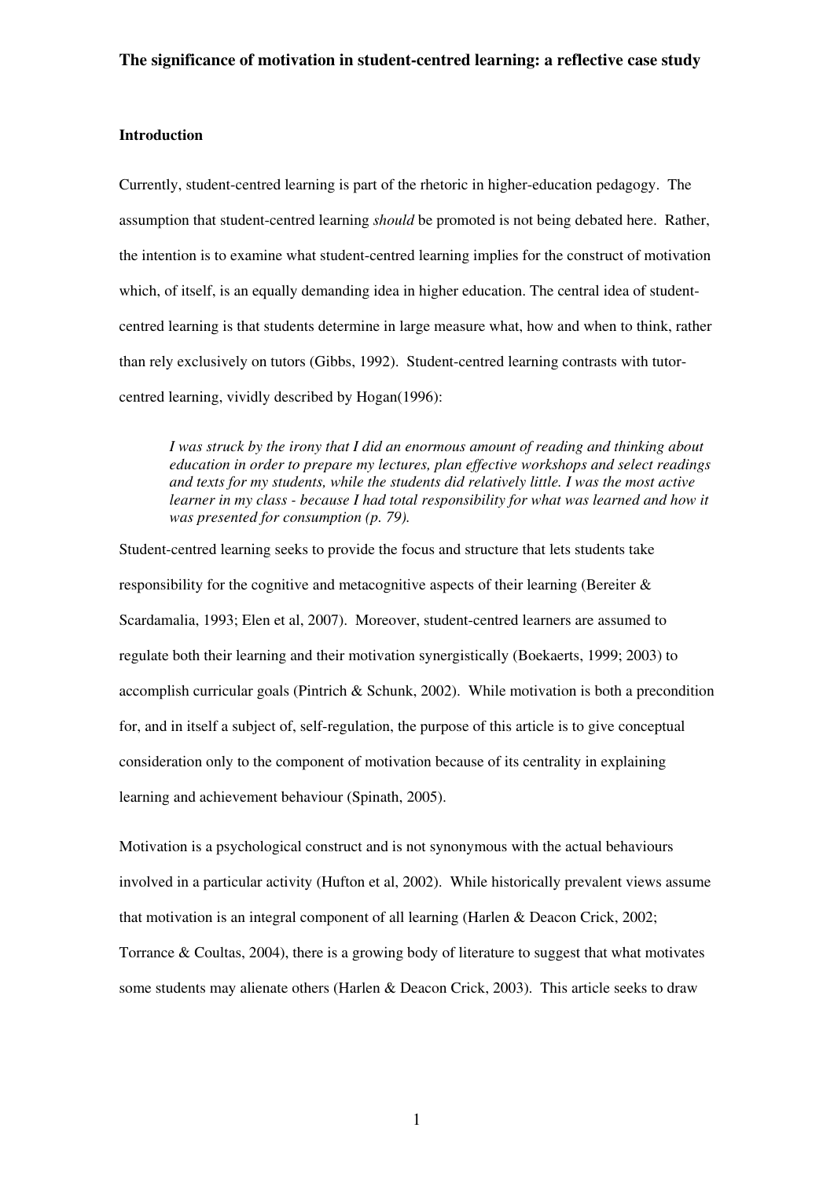# The significance of motivation in student-centred learning: a reflective case study

## Introduction

Currently, student-centred learning is part of the rhetoric in higher-education pedagogy. The assumption that student-centred learning *should* be promoted is not being debated here. Rather, the intention is to examine what student-centred learning implies for the construct of motivation which, of itself, is an equally demanding idea in higher education. The central idea of student-centred learning is that students determine in large measure what, how and when to think, rather than rely exclusively on tutors (Gibbs, 1992). Student-centred learning contrasts with tutor-centred learning, vividly described by Hogan(1996):

> *I was struck by the irony that I did an enormous amount of reading and thinking about education in order to prepare my lectures, plan effective workshops and select readings and texts for my students, while the students did relatively little. I was the most active learner in my class - because I had total responsibility for what was learned and how it was presented for consumption (p. 79).*

Student-centred learning seeks to provide the focus and structure that lets students take responsibility for the cognitive and metacognitive aspects of their learning (Bereiter & Scardamalia, 1993; Elen et al, 2007). Moreover, student-centred learners are assumed to regulate both their learning and their motivation synergistically (Boekaerts, 1999; 2003) to accomplish curricular goals (Pintrich & Schunk, 2002). While motivation is both a precondition for, and in itself a subject of, self-regulation, the purpose of this article is to give conceptual consideration only to the component of motivation because of its centrality in explaining learning and achievement behaviour (Spinath, 2005).

Motivation is a psychological construct and is not synonymous with the actual behaviours involved in a particular activity (Hufton et al, 2002). While historically prevalent views assume that motivation is an integral component of all learning (Harlen & Deacon Crick, 2002; Torrance & Coultas, 2004), there is a growing body of literature to suggest that what motivates some students may alienate others (Harlen & Deacon Crick, 2003). This article seeks to draw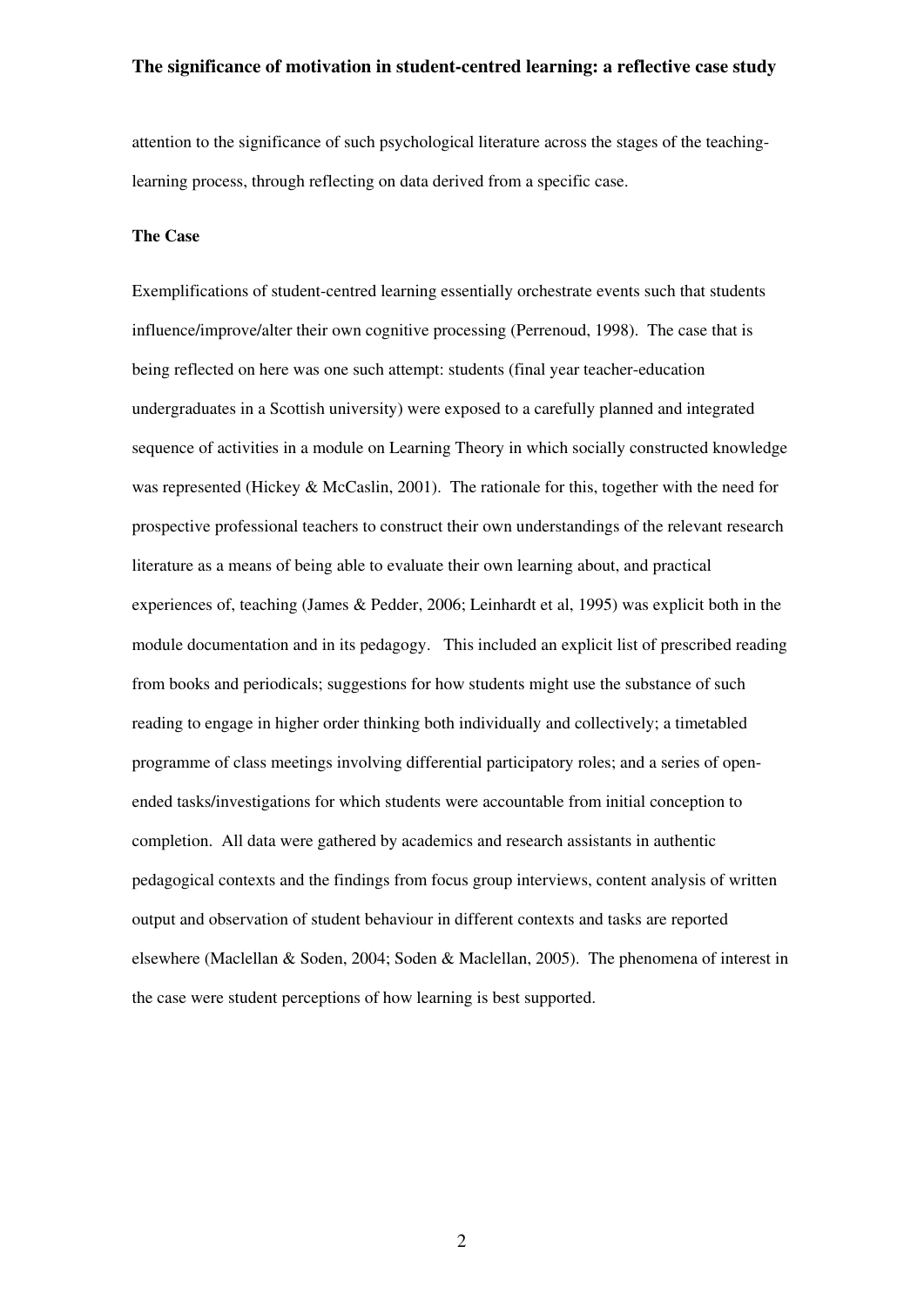attention to the significance of such psychological literature across the stages of the teaching-learning process, through reflecting on data derived from a specific case.

## The Case

Exemplifications of student-centred learning essentially orchestrate events such that students influence/improve/alter their own cognitive processing (Perrenoud, 1998). The case that is being reflected on here was one such attempt: students (final year teacher-education undergraduates in a Scottish university) were exposed to a carefully planned and integrated sequence of activities in a module on Learning Theory in which socially constructed knowledge was represented (Hickey & McCaslin, 2001). The rationale for this, together with the need for prospective professional teachers to construct their own understandings of the relevant research literature as a means of being able to evaluate their own learning about, and practical experiences of, teaching (James & Pedder, 2006; Leinhardt et al, 1995) was explicit both in the module documentation and in its pedagogy. This included an explicit list of prescribed reading from books and periodicals; suggestions for how students might use the substance of such reading to engage in higher order thinking both individually and collectively; a timetabled programme of class meetings involving differential participatory roles; and a series of open-ended tasks/investigations for which students were accountable from initial conception to completion. All data were gathered by academics and research assistants in authentic pedagogical contexts and the findings from focus group interviews, content analysis of written output and observation of student behaviour in different contexts and tasks are reported elsewhere (Maclellan & Soden, 2004; Soden & Maclellan, 2005). The phenomena of interest in the case were student perceptions of how learning is best supported.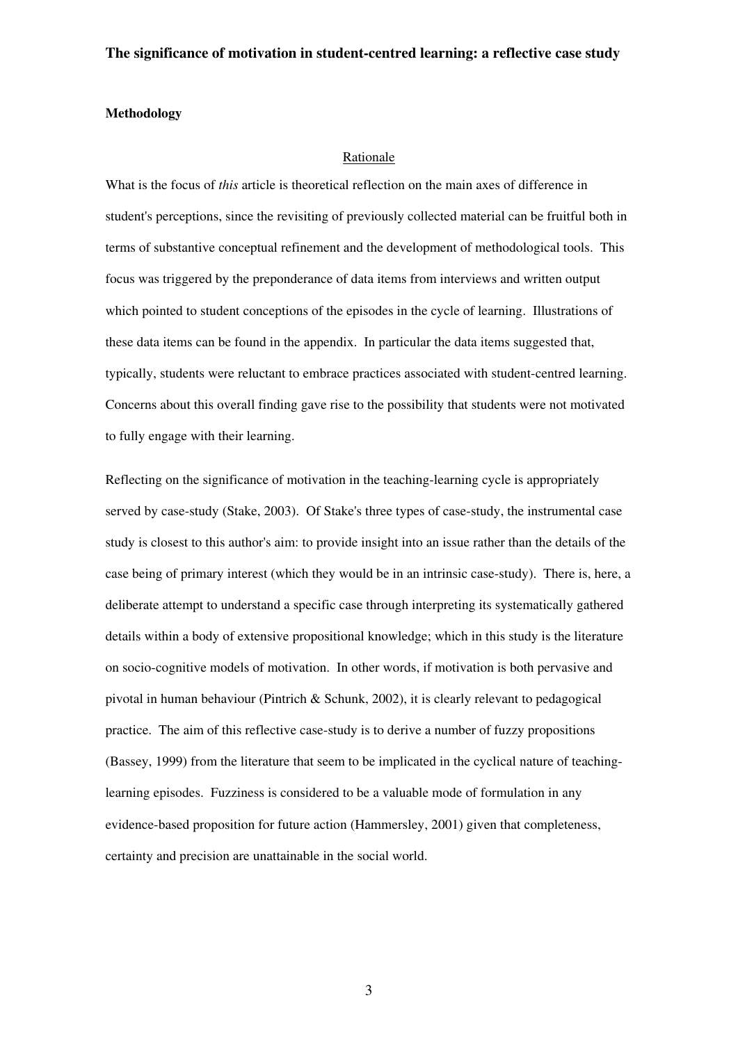**The significance of motivation in student-centred learning: a reflective case study**

**Methodology**

Rationale

What is the focus of *this* article is theoretical reflection on the main axes of difference in student's perceptions, since the revisiting of previously collected material can be fruitful both in terms of substantive conceptual refinement and the development of methodological tools. This focus was triggered by the preponderance of data items from interviews and written output which pointed to student conceptions of the episodes in the cycle of learning. Illustrations of these data items can be found in the appendix. In particular the data items suggested that, typically, students were reluctant to embrace practices associated with student-centred learning. Concerns about this overall finding gave rise to the possibility that students were not motivated to fully engage with their learning.

Reflecting on the significance of motivation in the teaching-learning cycle is appropriately served by case-study (Stake, 2003). Of Stake's three types of case-study, the instrumental case study is closest to this author's aim: to provide insight into an issue rather than the details of the case being of primary interest (which they would be in an intrinsic case-study). There is, here, a deliberate attempt to understand a specific case through interpreting its systematically gathered details within a body of extensive propositional knowledge; which in this study is the literature on socio-cognitive models of motivation. In other words, if motivation is both pervasive and pivotal in human behaviour (Pintrich & Schunk, 2002), it is clearly relevant to pedagogical practice. The aim of this reflective case-study is to derive a number of fuzzy propositions (Bassey, 1999) from the literature that seem to be implicated in the cyclical nature of teaching-learning episodes. Fuzziness is considered to be a valuable mode of formulation in any evidence-based proposition for future action (Hammersley, 2001) given that completeness, certainty and precision are unattainable in the social world.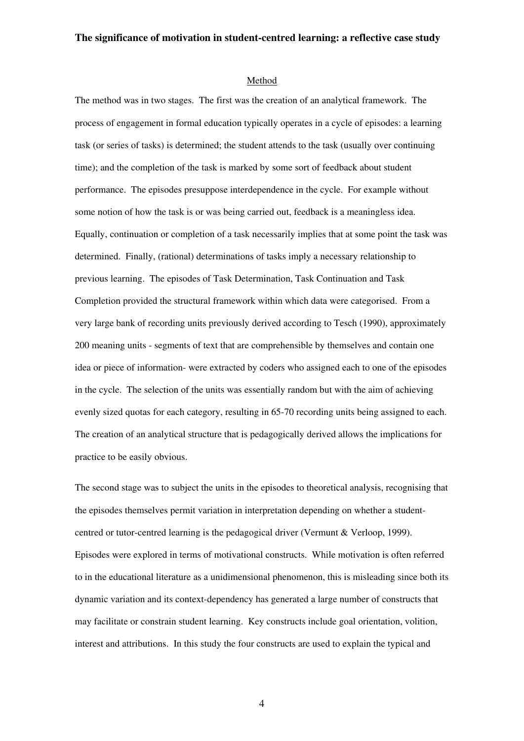**The significance of motivation in student-centred learning: a reflective case study**

## Method

The method was in two stages. The first was the creation of an analytical framework. The process of engagement in formal education typically operates in a cycle of episodes: a learning task (or series of tasks) is determined; the student attends to the task (usually over continuing time); and the completion of the task is marked by some sort of feedback about student performance. The episodes presuppose interdependence in the cycle. For example without some notion of how the task is or was being carried out, feedback is a meaningless idea. Equally, continuation or completion of a task necessarily implies that at some point the task was determined. Finally, (rational) determinations of tasks imply a necessary relationship to previous learning. The episodes of Task Determination, Task Continuation and Task Completion provided the structural framework within which data were categorised. From a very large bank of recording units previously derived according to Tesch (1990), approximately 200 meaning units - segments of text that are comprehensible by themselves and contain one idea or piece of information- were extracted by coders who assigned each to one of the episodes in the cycle. The selection of the units was essentially random but with the aim of achieving evenly sized quotas for each category, resulting in 65-70 recording units being assigned to each. The creation of an analytical structure that is pedagogically derived allows the implications for practice to be easily obvious.

The second stage was to subject the units in the episodes to theoretical analysis, recognising that the episodes themselves permit variation in interpretation depending on whether a student-centred or tutor-centred learning is the pedagogical driver (Vermunt & Verloop, 1999). Episodes were explored in terms of motivational constructs. While motivation is often referred to in the educational literature as a unidimensional phenomenon, this is misleading since both its dynamic variation and its context-dependency has generated a large number of constructs that may facilitate or constrain student learning. Key constructs include goal orientation, volition, interest and attributions. In this study the four constructs are used to explain the typical and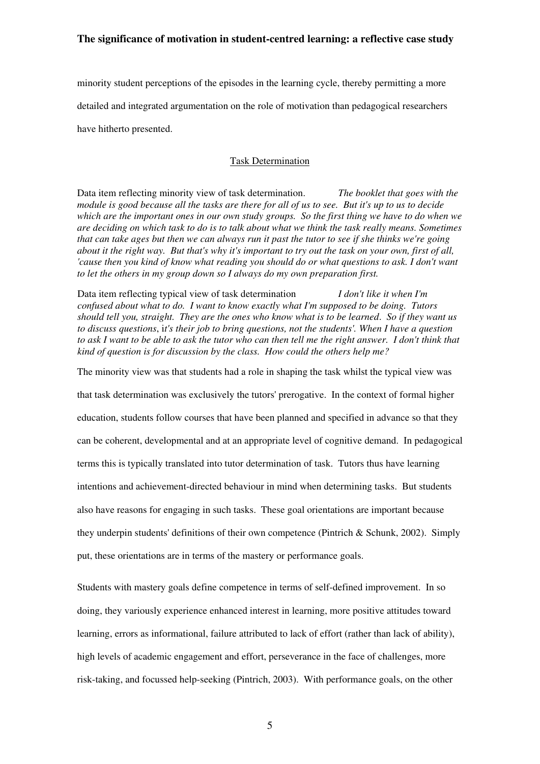minority student perceptions of the episodes in the learning cycle, thereby permitting a more detailed and integrated argumentation on the role of motivation than pedagogical researchers have hitherto presented.

## Task Determination

Data item reflecting minority view of task determination. *The booklet that goes with the module is good because all the tasks are there for all of us to see. But it's up to us to decide which are the important ones in our own study groups. So the first thing we have to do when we are deciding on which task to do is to talk about what we think the task really means. Sometimes that can take ages but then we can always run it past the tutor to see if she thinks we're going about it the right way. But that's why it's important to try out the task on your own, first of all, 'cause then you kind of know what reading you should do or what questions to ask. I don't want to let the others in my group down so I always do my own preparation first.*

Data item reflecting typical view of task determination *I don't like it when I'm confused about what to do. I want to know exactly what I'm supposed to be doing. Tutors should tell you, straight. They are the ones who know what is to be learned. So if they want us to discuss questions, it's their job to bring questions, not the students'. When I have a question to ask I want to be able to ask the tutor who can then tell me the right answer. I don't think that kind of question is for discussion by the class. How could the others help me?*

The minority view was that students had a role in shaping the task whilst the typical view was that task determination was exclusively the tutors' prerogative. In the context of formal higher education, students follow courses that have been planned and specified in advance so that they can be coherent, developmental and at an appropriate level of cognitive demand. In pedagogical terms this is typically translated into tutor determination of task. Tutors thus have learning intentions and achievement-directed behaviour in mind when determining tasks. But students also have reasons for engaging in such tasks. These goal orientations are important because they underpin students' definitions of their own competence (Pintrich & Schunk, 2002). Simply put, these orientations are in terms of the mastery or performance goals.

Students with mastery goals define competence in terms of self-defined improvement. In so doing, they variously experience enhanced interest in learning, more positive attitudes toward learning, errors as informational, failure attributed to lack of effort (rather than lack of ability), high levels of academic engagement and effort, perseverance in the face of challenges, more risk-taking, and focussed help-seeking (Pintrich, 2003). With performance goals, on the other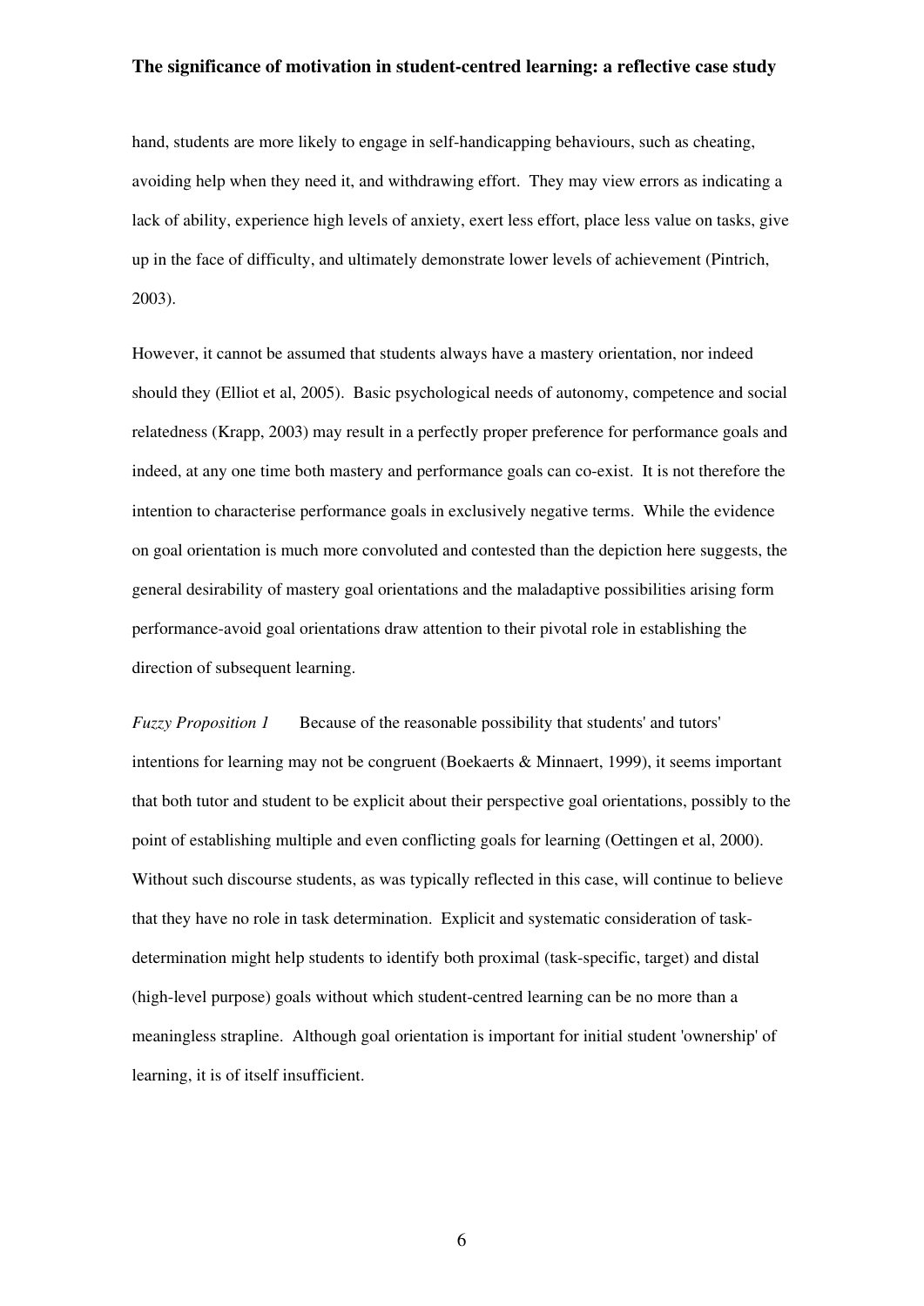hand, students are more likely to engage in self-handicapping behaviours, such as cheating, avoiding help when they need it, and withdrawing effort. They may view errors as indicating a lack of ability, experience high levels of anxiety, exert less effort, place less value on tasks, give up in the face of difficulty, and ultimately demonstrate lower levels of achievement (Pintrich, 2003).

However, it cannot be assumed that students always have a mastery orientation, nor indeed should they (Elliot et al, 2005). Basic psychological needs of autonomy, competence and social relatedness (Krapp, 2003) may result in a perfectly proper preference for performance goals and indeed, at any one time both mastery and performance goals can co-exist. It is not therefore the intention to characterise performance goals in exclusively negative terms. While the evidence on goal orientation is much more convoluted and contested than the depiction here suggests, the general desirability of mastery goal orientations and the maladaptive possibilities arising form performance-avoid goal orientations draw attention to their pivotal role in establishing the direction of subsequent learning.

*Fuzzy Proposition 1* Because of the reasonable possibility that students' and tutors' intentions for learning may not be congruent (Boekaerts & Minnaert, 1999), it seems important that both tutor and student to be explicit about their perspective goal orientations, possibly to the point of establishing multiple and even conflicting goals for learning (Oettingen et al, 2000). Without such discourse students, as was typically reflected in this case, will continue to believe that they have no role in task determination. Explicit and systematic consideration of task-determination might help students to identify both proximal (task-specific, target) and distal (high-level purpose) goals without which student-centred learning can be no more than a meaningless strapline. Although goal orientation is important for initial student 'ownership' of learning, it is of itself insufficient.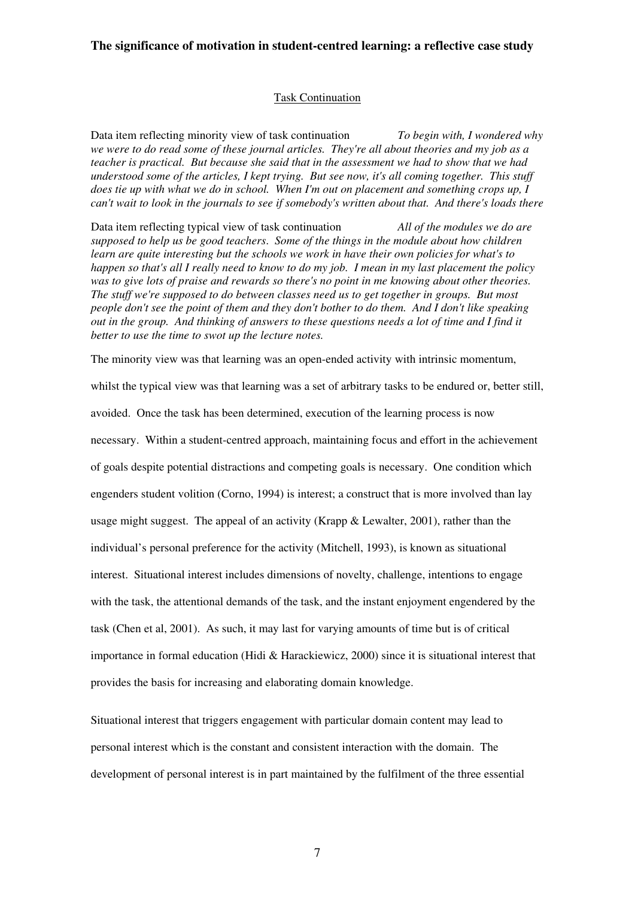Task Continuation

Data item reflecting minority view of task continuation *To begin with, I wondered why we were to do read some of these journal articles. They're all about theories and my job as a teacher is practical. But because she said that in the assessment we had to show that we had understood some of the articles, I kept trying. But see now, it's all coming together. This stuff does tie up with what we do in school. When I'm out on placement and something crops up, I can't wait to look in the journals to see if somebody's written about that. And there's loads there*

Data item reflecting typical view of task continuation *All of the modules we do are supposed to help us be good teachers. Some of the things in the module about how children learn are quite interesting but the schools we work in have their own policies for what's to happen so that's all I really need to know to do my job. I mean in my last placement the policy was to give lots of praise and rewards so there's no point in me knowing about other theories. The stuff we're supposed to do between classes need us to get together in groups. But most people don't see the point of them and they don't bother to do them. And I don't like speaking out in the group. And thinking of answers to these questions needs a lot of time and I find it better to use the time to swot up the lecture notes.*

The minority view was that learning was an open-ended activity with intrinsic momentum, whilst the typical view was that learning was a set of arbitrary tasks to be endured or, better still, avoided. Once the task has been determined, execution of the learning process is now necessary. Within a student-centred approach, maintaining focus and effort in the achievement of goals despite potential distractions and competing goals is necessary. One condition which engenders student volition (Corno, 1994) is interest; a construct that is more involved than lay usage might suggest. The appeal of an activity (Krapp & Lewalter, 2001), rather than the individual's personal preference for the activity (Mitchell, 1993), is known as situational interest. Situational interest includes dimensions of novelty, challenge, intentions to engage with the task, the attentional demands of the task, and the instant enjoyment engendered by the task (Chen et al, 2001). As such, it may last for varying amounts of time but is of critical importance in formal education (Hidi & Harackiewicz, 2000) since it is situational interest that provides the basis for increasing and elaborating domain knowledge.

Situational interest that triggers engagement with particular domain content may lead to personal interest which is the constant and consistent interaction with the domain. The development of personal interest is in part maintained by the fulfilment of the three essential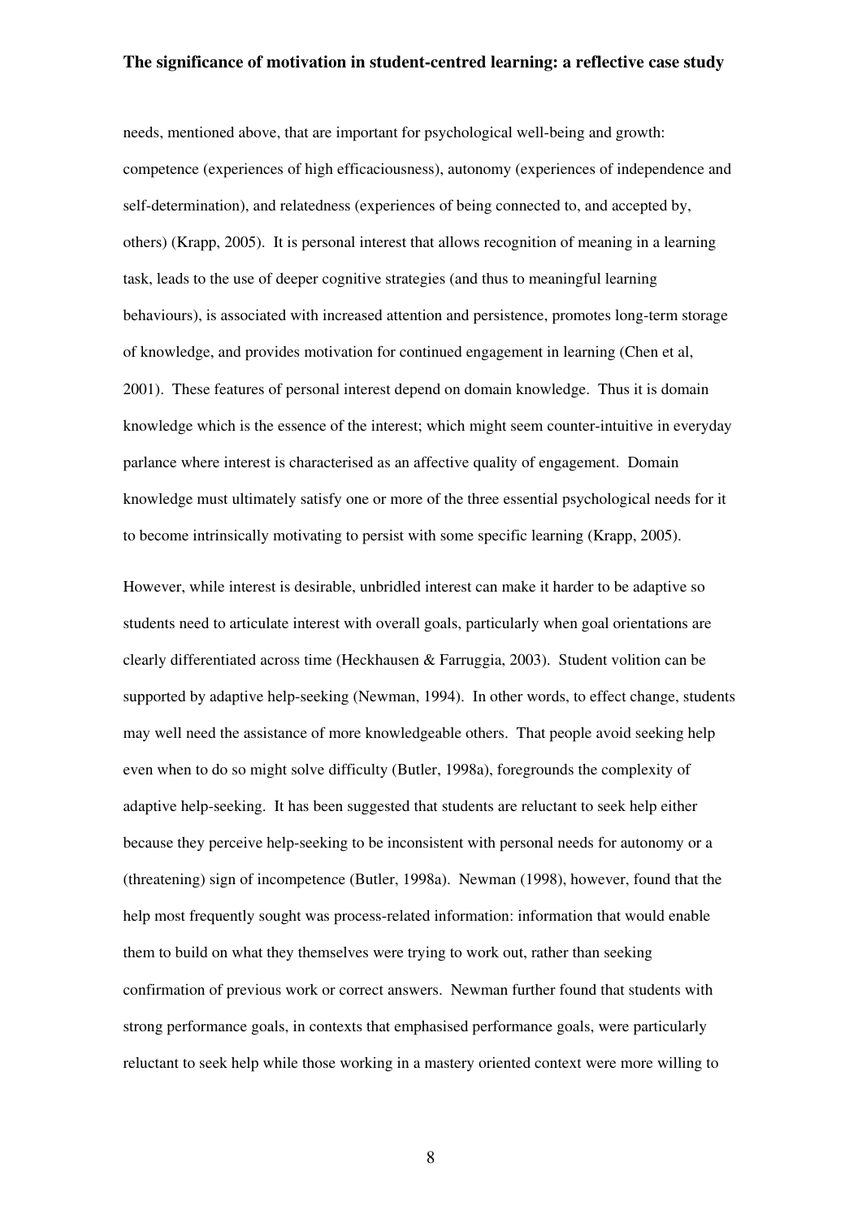needs, mentioned above, that are important for psychological well-being and growth: competence (experiences of high efficaciousness), autonomy (experiences of independence and self-determination), and relatedness (experiences of being connected to, and accepted by, others) (Krapp, 2005). It is personal interest that allows recognition of meaning in a learning task, leads to the use of deeper cognitive strategies (and thus to meaningful learning behaviours), is associated with increased attention and persistence, promotes long-term storage of knowledge, and provides motivation for continued engagement in learning (Chen et al, 2001). These features of personal interest depend on domain knowledge. Thus it is domain knowledge which is the essence of the interest; which might seem counter-intuitive in everyday parlance where interest is characterised as an affective quality of engagement. Domain knowledge must ultimately satisfy one or more of the three essential psychological needs for it to become intrinsically motivating to persist with some specific learning (Krapp, 2005).

However, while interest is desirable, unbridled interest can make it harder to be adaptive so students need to articulate interest with overall goals, particularly when goal orientations are clearly differentiated across time (Heckhausen & Farruggia, 2003). Student volition can be supported by adaptive help-seeking (Newman, 1994). In other words, to effect change, students may well need the assistance of more knowledgeable others. That people avoid seeking help even when to do so might solve difficulty (Butler, 1998a), foregrounds the complexity of adaptive help-seeking. It has been suggested that students are reluctant to seek help either because they perceive help-seeking to be inconsistent with personal needs for autonomy or a (threatening) sign of incompetence (Butler, 1998a). Newman (1998), however, found that the help most frequently sought was process-related information: information that would enable them to build on what they themselves were trying to work out, rather than seeking confirmation of previous work or correct answers. Newman further found that students with strong performance goals, in contexts that emphasised performance goals, were particularly reluctant to seek help while those working in a mastery oriented context were more willing to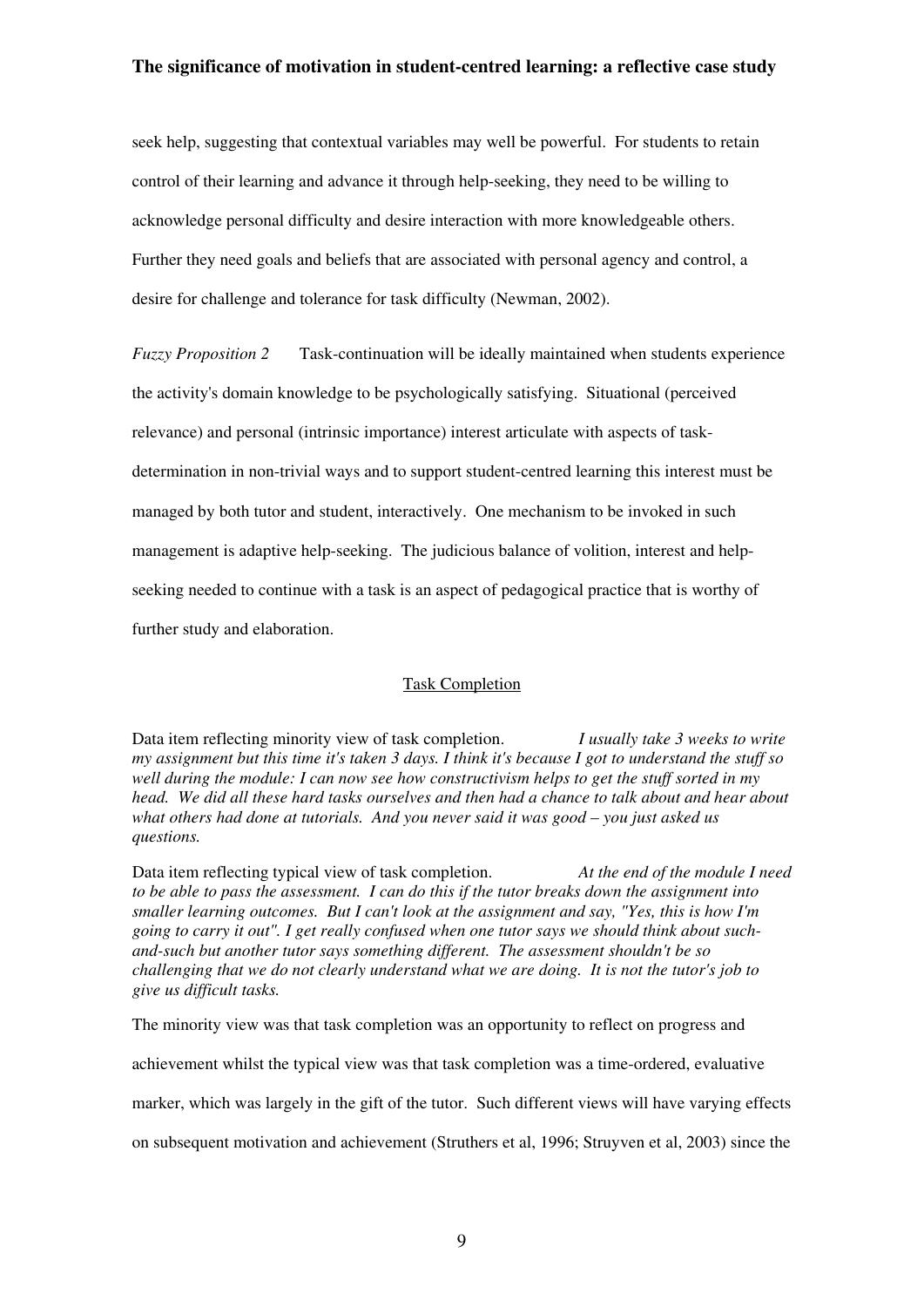seek help, suggesting that contextual variables may well be powerful. For students to retain control of their learning and advance it through help-seeking, they need to be willing to acknowledge personal difficulty and desire interaction with more knowledgeable others. Further they need goals and beliefs that are associated with personal agency and control, a desire for challenge and tolerance for task difficulty (Newman, 2002).

*Fuzzy Proposition 2* Task-continuation will be ideally maintained when students experience the activity's domain knowledge to be psychologically satisfying. Situational (perceived relevance) and personal (intrinsic importance) interest articulate with aspects of task-determination in non-trivial ways and to support student-centred learning this interest must be managed by both tutor and student, interactively. One mechanism to be invoked in such management is adaptive help-seeking. The judicious balance of volition, interest and help-seeking needed to continue with a task is an aspect of pedagogical practice that is worthy of further study and elaboration.

<u>Task Completion</u>

Data item reflecting minority view of task completion. *I usually take 3 weeks to write my assignment but this time it's taken 3 days. I think it's because I got to understand the stuff so well during the module: I can now see how constructivism helps to get the stuff sorted in my head. We did all these hard tasks ourselves and then had a chance to talk about and hear about what others had done at tutorials. And you never said it was good – you just asked us questions.*

Data item reflecting typical view of task completion. *At the end of the module I need to be able to pass the assessment. I can do this if the tutor breaks down the assignment into smaller learning outcomes. But I can't look at the assignment and say, "Yes, this is how I'm going to carry it out". I get really confused when one tutor says we should think about such-and-such but another tutor says something different. The assessment shouldn't be so challenging that we do not clearly understand what we are doing. It is not the tutor's job to give us difficult tasks.*

The minority view was that task completion was an opportunity to reflect on progress and achievement whilst the typical view was that task completion was a time-ordered, evaluative marker, which was largely in the gift of the tutor. Such different views will have varying effects on subsequent motivation and achievement (Struthers et al, 1996; Struyven et al, 2003) since the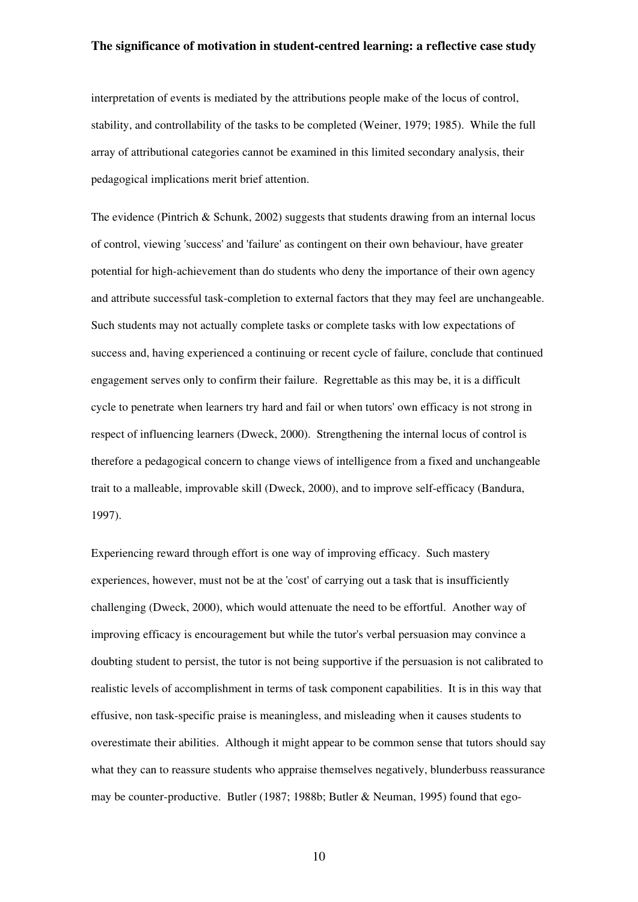interpretation of events is mediated by the attributions people make of the locus of control, stability, and controllability of the tasks to be completed (Weiner, 1979; 1985). While the full array of attributional categories cannot be examined in this limited secondary analysis, their pedagogical implications merit brief attention.

The evidence (Pintrich & Schunk, 2002) suggests that students drawing from an internal locus of control, viewing 'success' and 'failure' as contingent on their own behaviour, have greater potential for high-achievement than do students who deny the importance of their own agency and attribute successful task-completion to external factors that they may feel are unchangeable. Such students may not actually complete tasks or complete tasks with low expectations of success and, having experienced a continuing or recent cycle of failure, conclude that continued engagement serves only to confirm their failure. Regrettable as this may be, it is a difficult cycle to penetrate when learners try hard and fail or when tutors' own efficacy is not strong in respect of influencing learners (Dweck, 2000). Strengthening the internal locus of control is therefore a pedagogical concern to change views of intelligence from a fixed and unchangeable trait to a malleable, improvable skill (Dweck, 2000), and to improve self-efficacy (Bandura, 1997).

Experiencing reward through effort is one way of improving efficacy. Such mastery experiences, however, must not be at the 'cost' of carrying out a task that is insufficiently challenging (Dweck, 2000), which would attenuate the need to be effortful. Another way of improving efficacy is encouragement but while the tutor's verbal persuasion may convince a doubting student to persist, the tutor is not being supportive if the persuasion is not calibrated to realistic levels of accomplishment in terms of task component capabilities. It is in this way that effusive, non task-specific praise is meaningless, and misleading when it causes students to overestimate their abilities. Although it might appear to be common sense that tutors should say what they can to reassure students who appraise themselves negatively, blunderbuss reassurance may be counter-productive. Butler (1987; 1988b; Butler & Neuman, 1995) found that ego-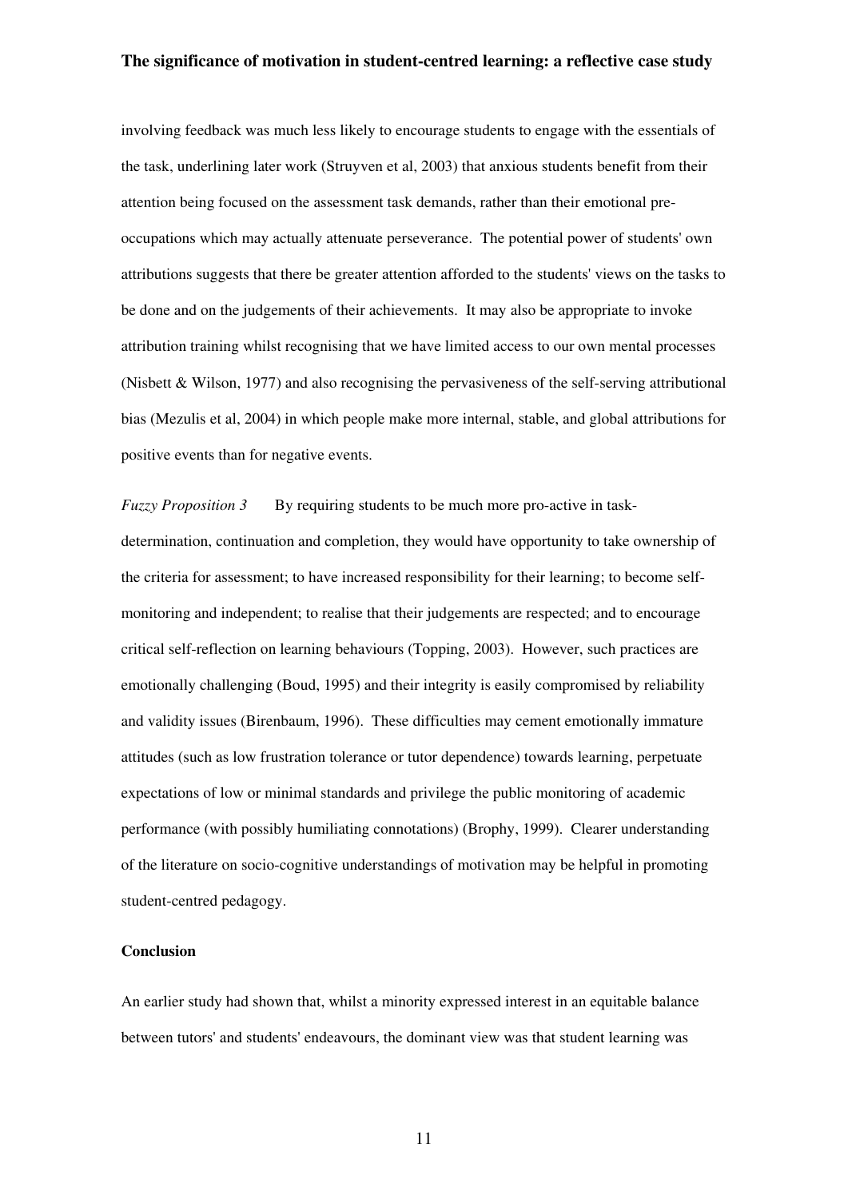involving feedback was much less likely to encourage students to engage with the essentials of the task, underlining later work (Struyven et al, 2003) that anxious students benefit from their attention being focused on the assessment task demands, rather than their emotional pre-occupations which may actually attenuate perseverance. The potential power of students' own attributions suggests that there be greater attention afforded to the students' views on the tasks to be done and on the judgements of their achievements. It may also be appropriate to invoke attribution training whilst recognising that we have limited access to our own mental processes (Nisbett & Wilson, 1977) and also recognising the pervasiveness of the self-serving attributional bias (Mezulis et al, 2004) in which people make more internal, stable, and global attributions for positive events than for negative events.

*Fuzzy Proposition 3* By requiring students to be much more pro-active in task-determination, continuation and completion, they would have opportunity to take ownership of the criteria for assessment; to have increased responsibility for their learning; to become self-monitoring and independent; to realise that their judgements are respected; and to encourage critical self-reflection on learning behaviours (Topping, 2003). However, such practices are emotionally challenging (Boud, 1995) and their integrity is easily compromised by reliability and validity issues (Birenbaum, 1996). These difficulties may cement emotionally immature attitudes (such as low frustration tolerance or tutor dependence) towards learning, perpetuate expectations of low or minimal standards and privilege the public monitoring of academic performance (with possibly humiliating connotations) (Brophy, 1999). Clearer understanding of the literature on socio-cognitive understandings of motivation may be helpful in promoting student-centred pedagogy.

## Conclusion

An earlier study had shown that, whilst a minority expressed interest in an equitable balance between tutors' and students' endeavours, the dominant view was that student learning was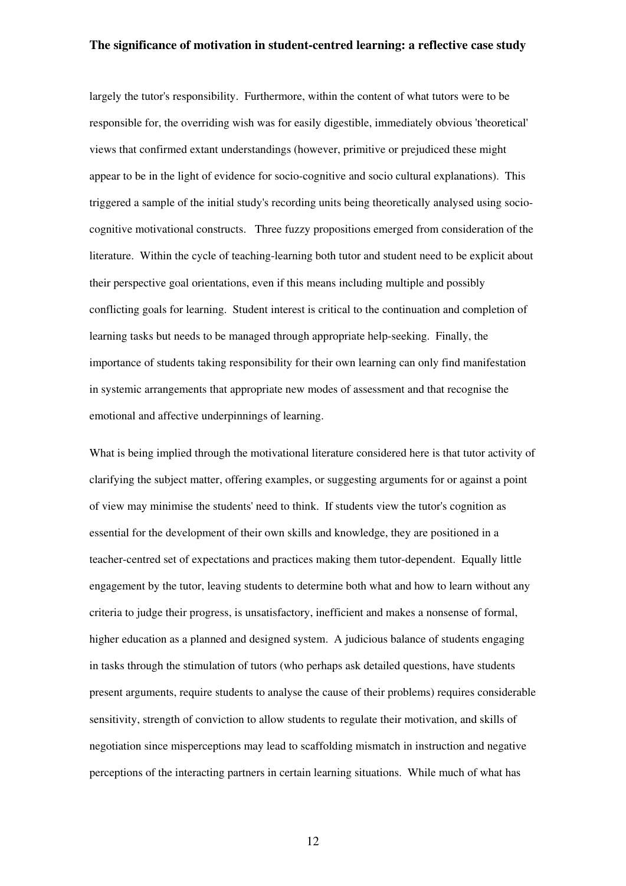largely the tutor's responsibility. Furthermore, within the content of what tutors were to be responsible for, the overriding wish was for easily digestible, immediately obvious 'theoretical' views that confirmed extant understandings (however, primitive or prejudiced these might appear to be in the light of evidence for socio-cognitive and socio cultural explanations). This triggered a sample of the initial study's recording units being theoretically analysed using socio-cognitive motivational constructs. Three fuzzy propositions emerged from consideration of the literature. Within the cycle of teaching-learning both tutor and student need to be explicit about their perspective goal orientations, even if this means including multiple and possibly conflicting goals for learning. Student interest is critical to the continuation and completion of learning tasks but needs to be managed through appropriate help-seeking. Finally, the importance of students taking responsibility for their own learning can only find manifestation in systemic arrangements that appropriate new modes of assessment and that recognise the emotional and affective underpinnings of learning.

What is being implied through the motivational literature considered here is that tutor activity of clarifying the subject matter, offering examples, or suggesting arguments for or against a point of view may minimise the students' need to think. If students view the tutor's cognition as essential for the development of their own skills and knowledge, they are positioned in a teacher-centred set of expectations and practices making them tutor-dependent. Equally little engagement by the tutor, leaving students to determine both what and how to learn without any criteria to judge their progress, is unsatisfactory, inefficient and makes a nonsense of formal, higher education as a planned and designed system. A judicious balance of students engaging in tasks through the stimulation of tutors (who perhaps ask detailed questions, have students present arguments, require students to analyse the cause of their problems) requires considerable sensitivity, strength of conviction to allow students to regulate their motivation, and skills of negotiation since misperceptions may lead to scaffolding mismatch in instruction and negative perceptions of the interacting partners in certain learning situations. While much of what has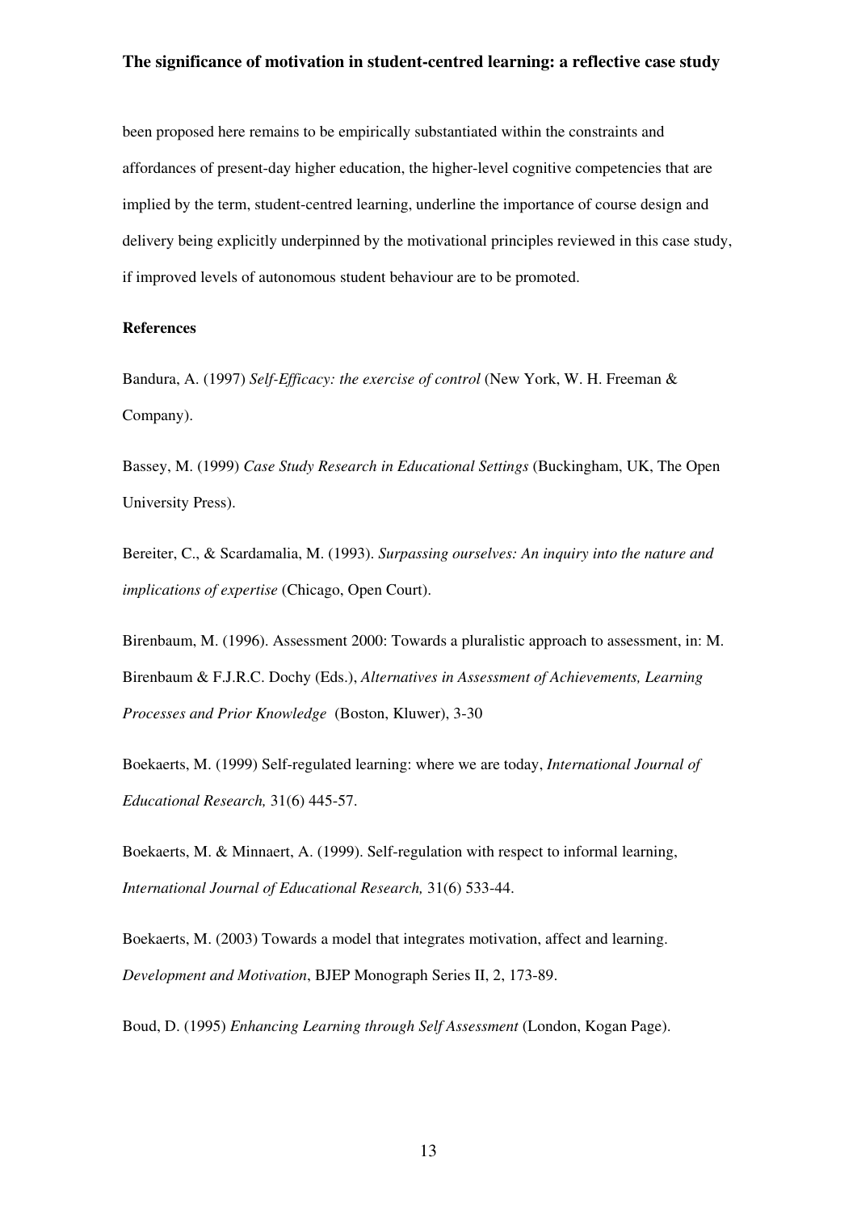been proposed here remains to be empirically substantiated within the constraints and affordances of present-day higher education, the higher-level cognitive competencies that are implied by the term, student-centred learning, underline the importance of course design and delivery being explicitly underpinned by the motivational principles reviewed in this case study, if improved levels of autonomous student behaviour are to be promoted.

**References**

Bandura, A. (1997) *Self-Efficacy: the exercise of control* (New York, W. H. Freeman & Company).

Bassey, M. (1999) *Case Study Research in Educational Settings* (Buckingham, UK, The Open University Press).

Bereiter, C., & Scardamalia, M. (1993). *Surpassing ourselves: An inquiry into the nature and implications of expertise* (Chicago, Open Court).

Birenbaum, M. (1996). Assessment 2000: Towards a pluralistic approach to assessment, in: M. Birenbaum & F.J.R.C. Dochy (Eds.), *Alternatives in Assessment of Achievements, Learning Processes and Prior Knowledge* (Boston, Kluwer), 3-30

Boekaerts, M. (1999) Self-regulated learning: where we are today, *International Journal of Educational Research,* 31(6) 445-57.

Boekaerts, M. & Minnaert, A. (1999). Self-regulation with respect to informal learning, *International Journal of Educational Research,* 31(6) 533-44.

Boekaerts, M. (2003) Towards a model that integrates motivation, affect and learning. *Development and Motivation*, BJEP Monograph Series II, 2, 173-89.

Boud, D. (1995) *Enhancing Learning through Self Assessment* (London, Kogan Page).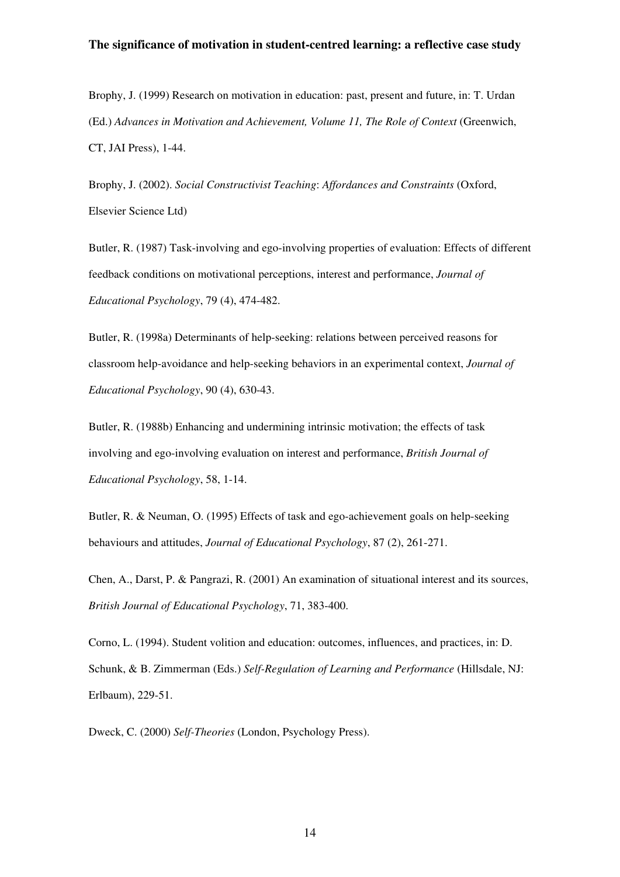Brophy, J. (1999) Research on motivation in education: past, present and future, in: T. Urdan (Ed.) *Advances in Motivation and Achievement, Volume 11, The Role of Context* (Greenwich, CT, JAI Press), 1-44.

Brophy, J. (2002). *Social Constructivist Teaching*: *Affordances and Constraints* (Oxford, Elsevier Science Ltd)

Butler, R. (1987) Task-involving and ego-involving properties of evaluation: Effects of different feedback conditions on motivational perceptions, interest and performance, *Journal of Educational Psychology*, 79 (4), 474-482.

Butler, R. (1998a) Determinants of help-seeking: relations between perceived reasons for classroom help-avoidance and help-seeking behaviors in an experimental context, *Journal of Educational Psychology*, 90 (4), 630-43.

Butler, R. (1988b) Enhancing and undermining intrinsic motivation; the effects of task involving and ego-involving evaluation on interest and performance, *British Journal of Educational Psychology*, 58, 1-14.

Butler, R. & Neuman, O. (1995) Effects of task and ego-achievement goals on help-seeking behaviours and attitudes, *Journal of Educational Psychology*, 87 (2), 261-271.

Chen, A., Darst, P. & Pangrazi, R. (2001) An examination of situational interest and its sources, *British Journal of Educational Psychology*, 71, 383-400.

Corno, L. (1994). Student volition and education: outcomes, influences, and practices, in: D. Schunk, & B. Zimmerman (Eds.) *Self-Regulation of Learning and Performance* (Hillsdale, NJ: Erlbaum), 229-51.

Dweck, C. (2000) *Self-Theories* (London, Psychology Press).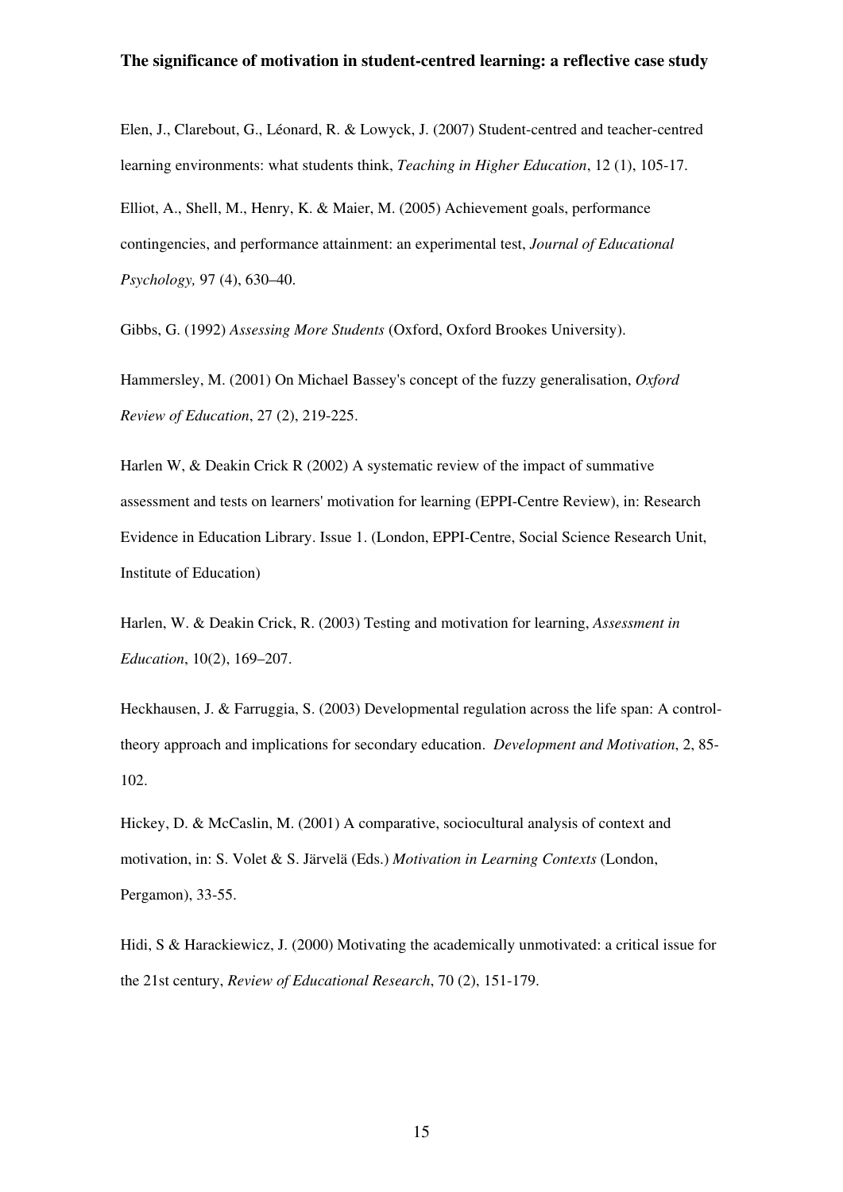Elen, J., Clarebout, G., Léonard, R. & Lowyck, J. (2007) Student-centred and teacher-centred learning environments: what students think, *Teaching in Higher Education*, 12 (1), 105-17.

Elliot, A., Shell, M., Henry, K. & Maier, M. (2005) Achievement goals, performance contingencies, and performance attainment: an experimental test, *Journal of Educational Psychology,* 97 (4), 630–40.

Gibbs, G. (1992) *Assessing More Students* (Oxford, Oxford Brookes University).

Hammersley, M. (2001) On Michael Bassey's concept of the fuzzy generalisation, *Oxford Review of Education*, 27 (2), 219-225.

Harlen W, & Deakin Crick R (2002) A systematic review of the impact of summative assessment and tests on learners' motivation for learning (EPPI-Centre Review), in: Research Evidence in Education Library. Issue 1. (London, EPPI-Centre, Social Science Research Unit, Institute of Education)

Harlen, W. & Deakin Crick, R. (2003) Testing and motivation for learning, *Assessment in Education*, 10(2), 169–207.

Heckhausen, J. & Farruggia, S. (2003) Developmental regulation across the life span: A control-theory approach and implications for secondary education. *Development and Motivation*, 2, 85-102.

Hickey, D. & McCaslin, M. (2001) A comparative, sociocultural analysis of context and motivation, in: S. Volet & S. Järvelä (Eds.) *Motivation in Learning Contexts* (London, Pergamon), 33-55.

Hidi, S & Harackiewicz, J. (2000) Motivating the academically unmotivated: a critical issue for the 21st century, *Review of Educational Research*, 70 (2), 151-179.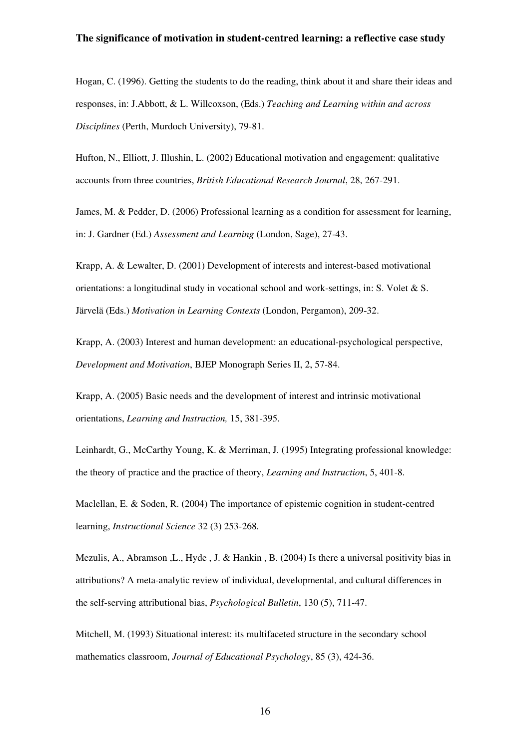Hogan, C. (1996). Getting the students to do the reading, think about it and share their ideas and responses, in: J.Abbott, & L. Willcoxson, (Eds.) *Teaching and Learning within and across Disciplines* (Perth, Murdoch University), 79-81.

Hufton, N., Elliott, J. Illushin, L. (2002) Educational motivation and engagement: qualitative accounts from three countries, *British Educational Research Journal*, 28, 267-291.

James, M. & Pedder, D. (2006) Professional learning as a condition for assessment for learning, in: J. Gardner (Ed.) *Assessment and Learning* (London, Sage), 27-43.

Krapp, A. & Lewalter, D. (2001) Development of interests and interest-based motivational orientations: a longitudinal study in vocational school and work-settings, in: S. Volet & S. Järvelä (Eds.) *Motivation in Learning Contexts* (London, Pergamon), 209-32.

Krapp, A. (2003) Interest and human development: an educational-psychological perspective, *Development and Motivation*, BJEP Monograph Series II, 2, 57-84.

Krapp, A. (2005) Basic needs and the development of interest and intrinsic motivational orientations, *Learning and Instruction,* 15, 381-395.

Leinhardt, G., McCarthy Young, K. & Merriman, J. (1995) Integrating professional knowledge: the theory of practice and the practice of theory, *Learning and Instruction*, 5, 401-8.

Maclellan, E. & Soden, R. (2004) The importance of epistemic cognition in student-centred learning, *Instructional Science* 32 (3) 253-268.

Mezulis, A., Abramson ,L., Hyde , J. & Hankin , B. (2004) Is there a universal positivity bias in attributions? A meta-analytic review of individual, developmental, and cultural differences in the self-serving attributional bias, *Psychological Bulletin*, 130 (5), 711-47.

Mitchell, M. (1993) Situational interest: its multifaceted structure in the secondary school mathematics classroom, *Journal of Educational Psychology*, 85 (3), 424-36.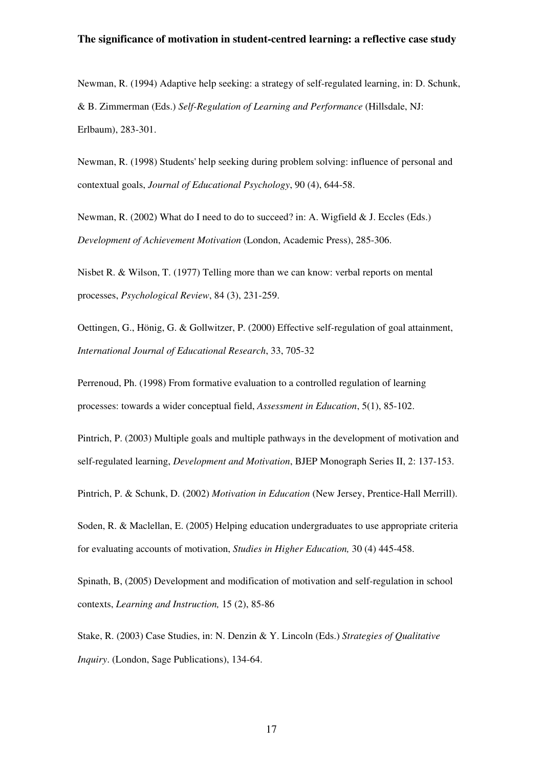Newman, R. (1994) Adaptive help seeking: a strategy of self-regulated learning, in: D. Schunk, & B. Zimmerman (Eds.) *Self-Regulation of Learning and Performance* (Hillsdale, NJ: Erlbaum), 283-301.

Newman, R. (1998) Students' help seeking during problem solving: influence of personal and contextual goals, *Journal of Educational Psychology*, 90 (4), 644-58.

Newman, R. (2002) What do I need to do to succeed? in: A. Wigfield & J. Eccles (Eds.) *Development of Achievement Motivation* (London, Academic Press), 285-306.

Nisbet R. & Wilson, T. (1977) Telling more than we can know: verbal reports on mental processes, *Psychological Review*, 84 (3), 231-259.

Oettingen, G., Hönig, G. & Gollwitzer, P. (2000) Effective self-regulation of goal attainment, *International Journal of Educational Research*, 33, 705-32

Perrenoud, Ph. (1998) From formative evaluation to a controlled regulation of learning processes: towards a wider conceptual field, *Assessment in Education*, 5(1), 85-102.

Pintrich, P. (2003) Multiple goals and multiple pathways in the development of motivation and self-regulated learning, *Development and Motivation*, BJEP Monograph Series II, 2: 137-153.

Pintrich, P. & Schunk, D. (2002) *Motivation in Education* (New Jersey, Prentice-Hall Merrill).

Soden, R. & Maclellan, E. (2005) Helping education undergraduates to use appropriate criteria for evaluating accounts of motivation, *Studies in Higher Education,* 30 (4) 445-458.

Spinath, B, (2005) Development and modification of motivation and self-regulation in school contexts, *Learning and Instruction,* 15 (2), 85-86

Stake, R. (2003) Case Studies, in: N. Denzin & Y. Lincoln (Eds.) *Strategies of Qualitative Inquiry*. (London, Sage Publications), 134-64.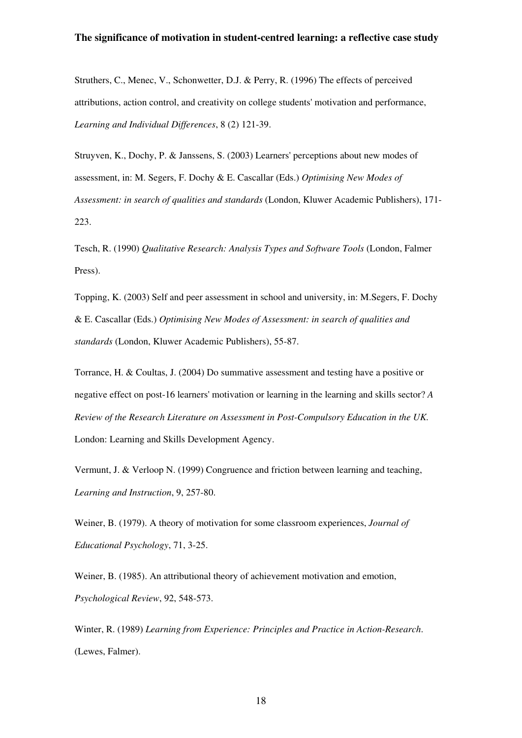Struthers, C., Menec, V., Schonwetter, D.J. & Perry, R. (1996) The effects of perceived attributions, action control, and creativity on college students' motivation and performance, *Learning and Individual Differences*, 8 (2) 121-39.

Struyven, K., Dochy, P. & Janssens, S. (2003) Learners' perceptions about new modes of assessment, in: M. Segers, F. Dochy & E. Cascallar (Eds.) *Optimising New Modes of Assessment: in search of qualities and standards* (London, Kluwer Academic Publishers), 171-223.

Tesch, R. (1990) *Qualitative Research: Analysis Types and Software Tools* (London, Falmer Press).

Topping, K. (2003) Self and peer assessment in school and university, in: M.Segers, F. Dochy & E. Cascallar (Eds.) *Optimising New Modes of Assessment: in search of qualities and standards* (London, Kluwer Academic Publishers), 55-87.

Torrance, H. & Coultas, J. (2004) Do summative assessment and testing have a positive or negative effect on post-16 learners' motivation or learning in the learning and skills sector? *A Review of the Research Literature on Assessment in Post-Compulsory Education in the UK.* London: Learning and Skills Development Agency.

Vermunt, J. & Verloop N. (1999) Congruence and friction between learning and teaching, *Learning and Instruction*, 9, 257-80.

Weiner, B. (1979). A theory of motivation for some classroom experiences, *Journal of Educational Psychology*, 71, 3-25.

Weiner, B. (1985). An attributional theory of achievement motivation and emotion, *Psychological Review*, 92, 548-573.

Winter, R. (1989) *Learning from Experience: Principles and Practice in Action-Research*. (Lewes, Falmer).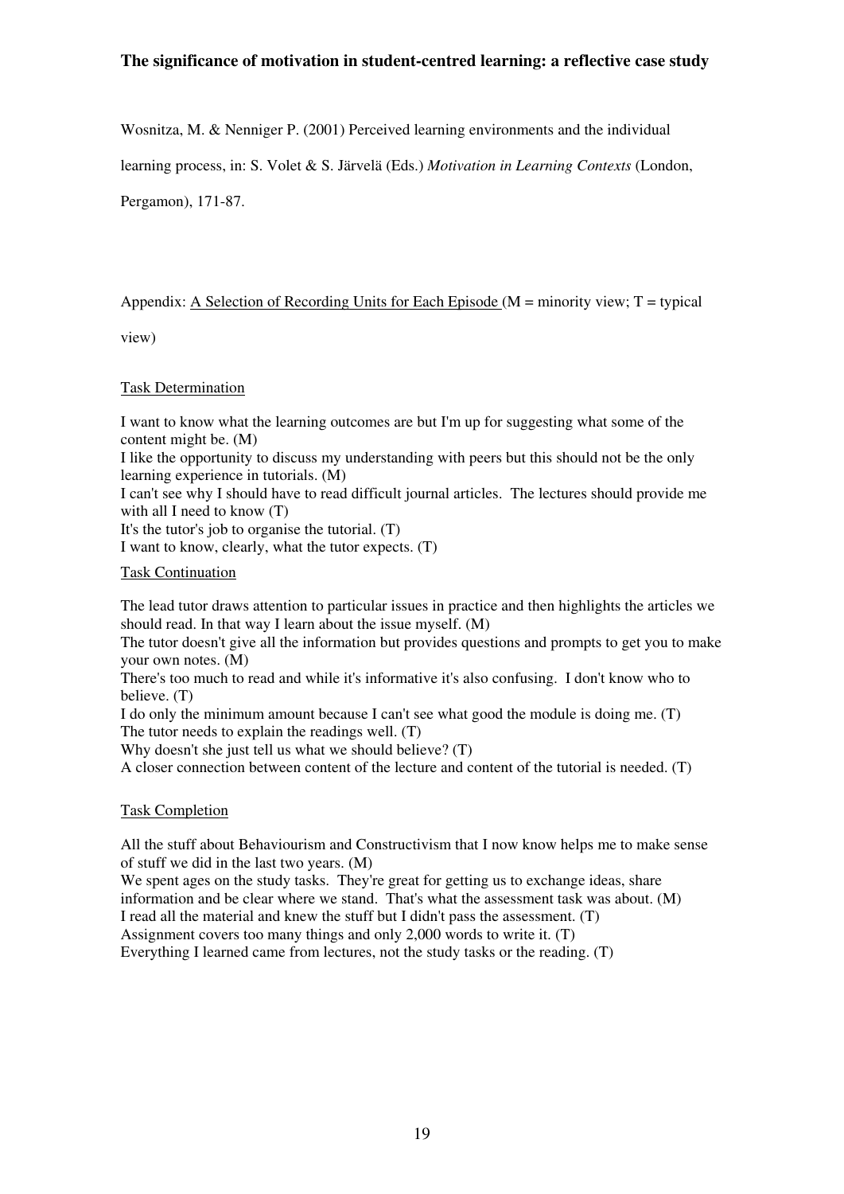Wosnitza, M. & Nenniger P. (2001) Perceived learning environments and the individual learning process, in: S. Volet & S. Järvelä (Eds.) *Motivation in Learning Contexts* (London, Pergamon), 171-87.

Appendix: A Selection of Recording Units for Each Episode (M = minority view; T = typical view)

Task Determination

I want to know what the learning outcomes are but I'm up for suggesting what some of the content might be. (M)
I like the opportunity to discuss my understanding with peers but this should not be the only learning experience in tutorials. (M)
I can't see why I should have to read difficult journal articles. The lectures should provide me with all I need to know (T)
It's the tutor's job to organise the tutorial. (T)
I want to know, clearly, what the tutor expects. (T)

Task Continuation

The lead tutor draws attention to particular issues in practice and then highlights the articles we should read. In that way I learn about the issue myself. (M)
The tutor doesn't give all the information but provides questions and prompts to get you to make your own notes. (M)
There's too much to read and while it's informative it's also confusing. I don't know who to believe. (T)
I do only the minimum amount because I can't see what good the module is doing me. (T)
The tutor needs to explain the readings well. (T)
Why doesn't she just tell us what we should believe? (T)
A closer connection between content of the lecture and content of the tutorial is needed. (T)

Task Completion

All the stuff about Behaviourism and Constructivism that I now know helps me to make sense of stuff we did in the last two years. (M)
We spent ages on the study tasks. They're great for getting us to exchange ideas, share information and be clear where we stand. That's what the assessment task was about. (M)
I read all the material and knew the stuff but I didn't pass the assessment. (T)
Assignment covers too many things and only 2,000 words to write it. (T)
Everything I learned came from lectures, not the study tasks or the reading. (T)